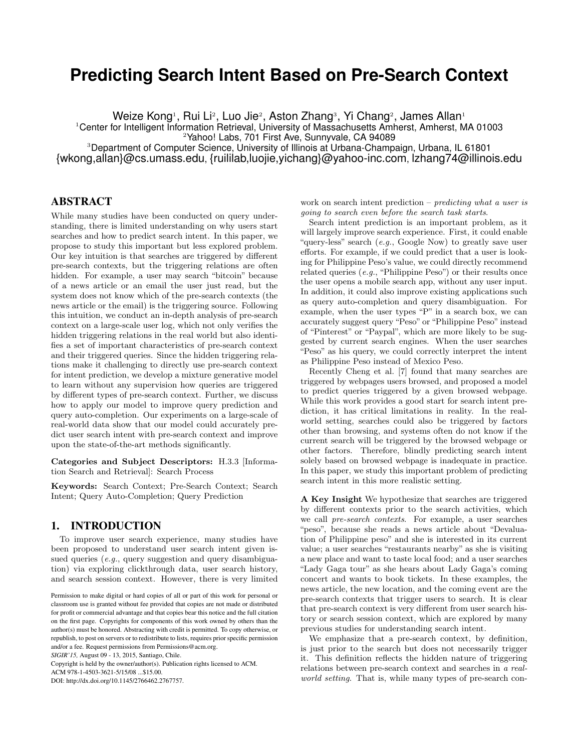# Predicting Search Intent Based on Pre-Search Context

Weize Kong[1], Rui Li[2], Luo Jie[2], Aston Zhang[3], Yi Chang[2], James Allan[1]

[1]Center for Intelligent Information Retrieval, University of Massachusetts Amherst, Amherst, MA 01003

[2]Yahoo! Labs, 701 First Ave, Sunnyvale, CA 94089

[3]Department of Computer Science, University of Illinois at Urbana-Champaign, Urbana, IL 61801

{wkong,allan}@cs.umass.edu, {ruililab,luojie,yichang}@yahoo-inc.com, lzhang74@illinois.edu

## ABSTRACT

While many studies have been conducted on query understanding, there is limited understanding on why users start searches and how to predict search intent. In this paper, we propose to study this important but less explored problem. Our key intuition is that searches are triggered by different pre-search contexts, but the triggering relations are often hidden. For example, a user may search "bitcoin" because of a news article or an email the user just read, but the system does not know which of the pre-search contexts (the news article or the email) is the triggering source. Following this intuition, we conduct an in-depth analysis of pre-search context on a large-scale user log, which not only verifies the hidden triggering relations in the real world but also identifies a set of important characteristics of pre-search context and their triggered queries. Since the hidden triggering relations make it challenging to directly use pre-search context for intent prediction, we develop a mixture generative model to learn without any supervision how queries are triggered by different types of pre-search context. Further, we discuss how to apply our model to improve query prediction and query auto-completion. Our experiments on a large-scale of real-world data show that our model could accurately predict user search intent with pre-search context and improve upon the state-of-the-art methods significantly.

**Categories and Subject Descriptors:** H.3.3 [Information Search and Retrieval]: Search Process

**Keywords:** Search Context; Pre-Search Context; Search Intent; Query Auto-Completion; Query Prediction

## 1. INTRODUCTION

To improve user search experience, many studies have been proposed to understand user search intent given issued queries (*e.g.*, query suggestion and query disambiguation) via exploring clickthrough data, user search history, and search session context. However, there is very limited work on search intent prediction – *predicting what a user is going to search even before the search task starts*.

Search intent prediction is an important problem, as it will largely improve search experience. First, it could enable "query-less" search (*e.g.*, Google Now) to greatly save user efforts. For example, if we could predict that a user is looking for Philippine Peso's value, we could directly recommend related queries (*e.g.*, "Philippine Peso") or their results once the user opens a mobile search app, without any user input. In addition, it could also improve existing applications such as query auto-completion and query disambiguation. For example, when the user types "P" in a search box, we can accurately suggest query "Peso" or "Philippine Peso" instead of "Pinterest" or "Paypal", which are more likely to be suggested by current search engines. When the user searches "Peso" as his query, we could correctly interpret the intent as Philippine Peso instead of Mexico Peso.

Recently Cheng et al. [7] found that many searches are triggered by webpages users browsed, and proposed a model to predict queries triggered by a given browsed webpage. While this work provides a good start for search intent prediction, it has critical limitations in reality. In the real-world setting, searches could also be triggered by factors other than browsing, and systems often do not know if the current search will be triggered by the browsed webpage or other factors. Therefore, blindly predicting search intent solely based on browsed webpage is inadequate in practice. In this paper, we study this important problem of predicting search intent in this more realistic setting.

**A Key Insight** We hypothesize that searches are triggered by different contexts prior to the search activities, which we call *pre-search contexts*. For example, a user searches "peso", because she reads a news article about "Devaluation of Philippine peso" and she is interested in its current value; a user searches "restaurants nearby" as she is visiting a new place and want to taste local food; and a user searches "Lady Gaga tour" as she hears about Lady Gaga's coming concert and wants to book tickets. In these examples, the news article, the new location, and the coming event are the pre-search contexts that trigger users to search. It is clear that pre-search context is very different from user search history or search session context, which are explored by many previous studies for understanding search intent.

We emphasize that a pre-search context, by definition, is just prior to the search but does not necessarily trigger it. This definition reflects the hidden nature of triggering relations between pre-search context and searches in *a real-world setting*. That is, while many types of pre-search con-

Permission to make digital or hard copies of all or part of this work for personal or classroom use is granted without fee provided that copies are not made or distributed for profit or commercial advantage and that copies bear this notice and the full citation on the first page. Copyrights for components of this work owned by others than the author(s) must be honored. Abstracting with credit is permitted. To copy otherwise, or republish, to post on servers or to redistribute to lists, requires prior specific permission and/or a fee. Request permissions from Permissions@acm.org.
*SIGIR'15,* August 09 - 13, 2015, Santiago, Chile.
Copyright is held by the owner/author(s). Publication rights licensed to ACM.
ACM 978-1-4503-3621-5/15/08 ...$15.00.
DOI: http://dx.doi.org/10.1145/2766462.2767757.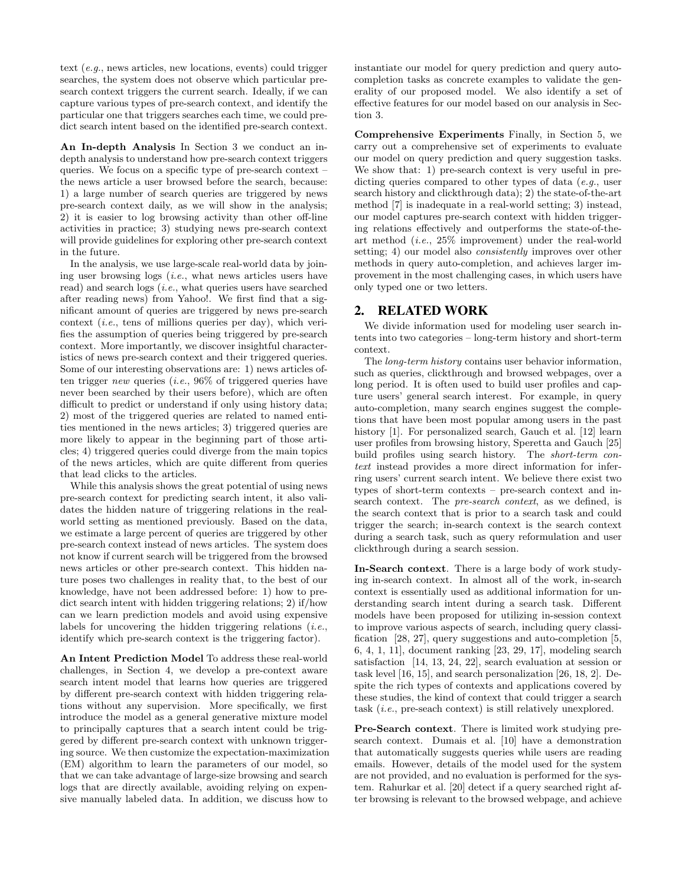text (*e.g.*, news articles, new locations, events) could trigger searches, the system does not observe which particular pre-search context triggers the current search. Ideally, if we can capture various types of pre-search context, and identify the particular one that triggers searches each time, we could predict search intent based on the identified pre-search context.

**An In-depth Analysis** In Section 3 we conduct an in-depth analysis to understand how pre-search context triggers queries. We focus on a specific type of pre-search context – the news article a user browsed before the search, because: 1) a large number of search queries are triggered by news pre-search context daily, as we will show in the analysis; 2) it is easier to log browsing activity than other off-line activities in practice; 3) studying news pre-search context will provide guidelines for exploring other pre-search context in the future.

In the analysis, we use large-scale real-world data by joining user browsing logs (*i.e.*, what news articles users have read) and search logs (*i.e.*, what queries users have searched after reading news) from Yahoo!. We first find that a significant amount of queries are triggered by news pre-search context (*i.e.*, tens of millions queries per day), which verifies the assumption of queries being triggered by pre-search context. More importantly, we discover insightful characteristics of news pre-search context and their triggered queries. Some of our interesting observations are: 1) news articles often trigger *new* queries (*i.e.*, 96% of triggered queries have never been searched by their users before), which are often difficult to predict or understand if only using history data; 2) most of the triggered queries are related to named entities mentioned in the news articles; 3) triggered queries are more likely to appear in the beginning part of those articles; 4) triggered queries could diverge from the main topics of the news articles, which are quite different from queries that lead clicks to the articles.

While this analysis shows the great potential of using news pre-search context for predicting search intent, it also validates the hidden nature of triggering relations in the real-world setting as mentioned previously. Based on the data, we estimate a large percent of queries are triggered by other pre-search context instead of news articles. The system does not know if current search will be triggered from the browsed news articles or other pre-search context. This hidden nature poses two challenges in reality that, to the best of our knowledge, have not been addressed before: 1) how to predict search intent with hidden triggering relations; 2) if/how can we learn prediction models and avoid using expensive labels for uncovering the hidden triggering relations (*i.e.*, identify which pre-search context is the triggering factor).

**An Intent Prediction Model** To address these real-world challenges, in Section 4, we develop a pre-context aware search intent model that learns how queries are triggered by different pre-search context with hidden triggering relations without any supervision. More specifically, we first introduce the model as a general generative mixture model to principally captures that a search intent could be triggered by different pre-search context with unknown triggering source. We then customize the expectation-maximization (EM) algorithm to learn the parameters of our model, so that we can take advantage of large-size browsing and search logs that are directly available, avoiding relying on expensive manually labeled data. In addition, we discuss how to instantiate our model for query prediction and query auto-completion tasks as concrete examples to validate the generality of our proposed model. We also identify a set of effective features for our model based on our analysis in Section 3.

**Comprehensive Experiments** Finally, in Section 5, we carry out a comprehensive set of experiments to evaluate our model on query prediction and query suggestion tasks. We show that: 1) pre-search context is very useful in predicting queries compared to other types of data (*e.g.*, user search history and clickthrough data); 2) the state-of-the-art method [7] is inadequate in a real-world setting; 3) instead, our model captures pre-search context with hidden triggering relations effectively and outperforms the state-of-the-art method (*i.e.*, 25% improvement) under the real-world setting; 4) our model also *consistently* improves over other methods in query auto-completion, and achieves larger improvement in the most challenging cases, in which users have only typed one or two letters.

## 2. RELATED WORK

We divide information used for modeling user search intents into two categories – long-term history and short-term context.

The *long-term history* contains user behavior information, such as queries, clickthrough and browsed webpages, over a long period. It is often used to build user profiles and capture users' general search interest. For example, in query auto-completion, many search engines suggest the completions that have been most popular among users in the past history [1]. For personalized search, Gauch et al. [12] learn user profiles from browsing history, Speretta and Gauch [25] build profiles using search history. The *short-term context* instead provides a more direct information for inferring users' current search intent. We believe there exist two types of short-term contexts – pre-search context and in-search context. The *pre-search context*, as we defined, is the search context that is prior to a search task and could trigger the search; in-search context is the search context during a search task, such as query reformulation and user clickthrough during a search session.

**In-Search context**. There is a large body of work studying in-search context. In almost all of the work, in-search context is essentially used as additional information for understanding search intent during a search task. Different models have been proposed for utilizing in-session context to improve various aspects of search, including query classification [28, 27], query suggestions and auto-completion [5, 6, 4, 1, 11], document ranking [23, 29, 17], modeling search satisfaction [14, 13, 24, 22], search evaluation at session or task level [16, 15], and search personalization [26, 18, 2]. Despite the rich types of contexts and applications covered by these studies, the kind of context that could trigger a search task (*i.e.*, pre-seach context) is still relatively unexplored.

**Pre-Search context**. There is limited work studying pre-search context. Dumais et al. [10] have a demonstration that automatically suggests queries while users are reading emails. However, details of the model used for the system are not provided, and no evaluation is performed for the system. Rahurkar et al. [20] detect if a query searched right after browsing is relevant to the browsed webpage, and achieve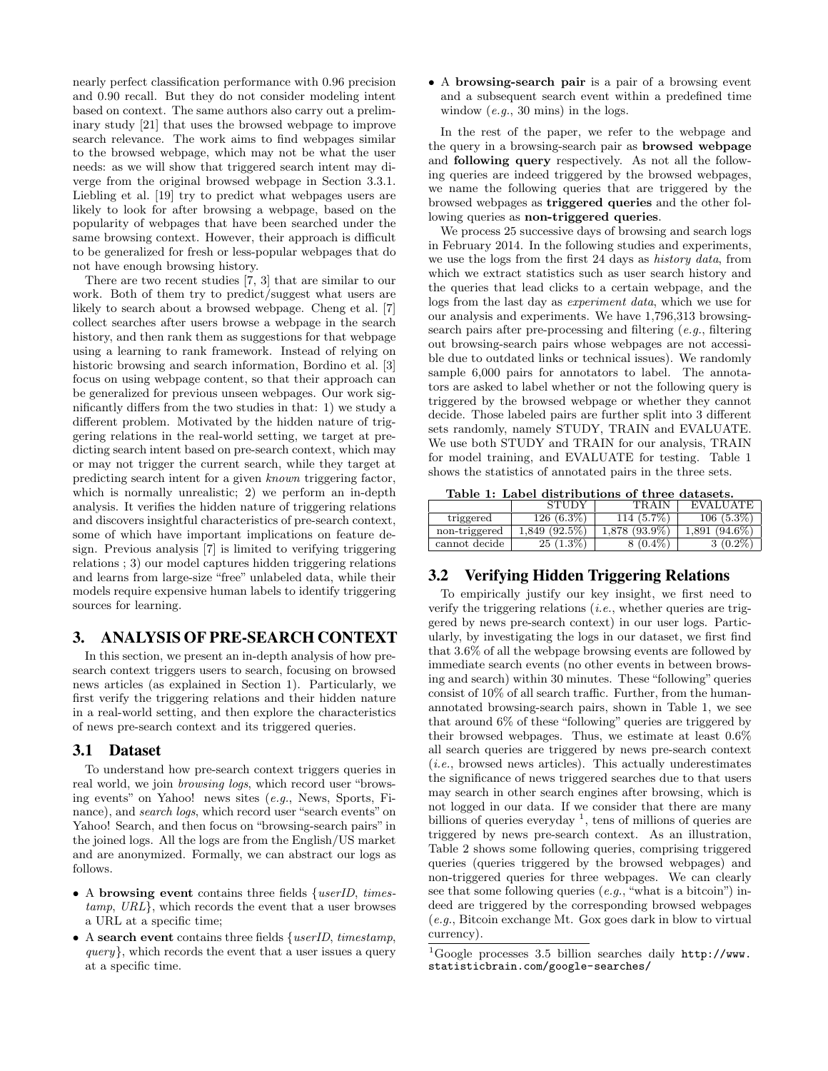nearly perfect classification performance with 0.96 precision and 0.90 recall. But they do not consider modeling intent based on context. The same authors also carry out a preliminary study [21] that uses the browsed webpage to improve search relevance. The work aims to find webpages similar to the browsed webpage, which may not be what the user needs: as we will show that triggered search intent may diverge from the original browsed webpage in Section 3.3.1. Liebling et al. [19] try to predict what webpages users are likely to look for after browsing a webpage, based on the popularity of webpages that have been searched under the same browsing context. However, their approach is difficult to be generalized for fresh or less-popular webpages that do not have enough browsing history.

There are two recent studies [7, 3] that are similar to our work. Both of them try to predict/suggest what users are likely to search about a browsed webpage. Cheng et al. [7] collect searches after users browse a webpage in the search history, and then rank them as suggestions for that webpage using a learning to rank framework. Instead of relying on historic browsing and search information, Bordino et al. [3] focus on using webpage content, so that their approach can be generalized for previous unseen webpages. Our work significantly differs from the two studies in that: 1) we study a different problem. Motivated by the hidden nature of triggering relations in the real-world setting, we target at predicting search intent based on pre-search context, which may or may not trigger the current search, while they target at predicting search intent for a given *known* triggering factor, which is normally unrealistic; 2) we perform an in-depth analysis. It verifies the hidden nature of triggering relations and discovers insightful characteristics of pre-search context, some of which have important implications on feature design. Previous analysis [7] is limited to verifying triggering relations ; 3) our model captures hidden triggering relations and learns from large-size "free" unlabeled data, while their models require expensive human labels to identify triggering sources for learning.

# 3. ANALYSIS OF PRE-SEARCH CONTEXT

In this section, we present an in-depth analysis of how pre-search context triggers users to search, focusing on browsed news articles (as explained in Section 1). Particularly, we first verify the triggering relations and their hidden nature in a real-world setting, and then explore the characteristics of news pre-search context and its triggered queries.

## 3.1 Dataset

To understand how pre-search context triggers queries in real world, we join *browsing logs*, which record user "browsing events" on Yahoo! news sites (*e.g.*, News, Sports, Finance), and *search logs*, which record user "search events" on Yahoo! Search, and then focus on "browsing-search pairs" in the joined logs. All the logs are from the English/US market and are anonymized. Formally, we can abstract our logs as follows.

- A **browsing event** contains three fields {*userID*, *timestamp*, *URL*}, which records the event that a user browses a URL at a specific time;
- A **search event** contains three fields {*userID*, *timestamp*, *query*}, which records the event that a user issues a query at a specific time.
- A **browsing-search pair** is a pair of a browsing event and a subsequent search event within a predefined time window (*e.g.*, 30 mins) in the logs.

In the rest of the paper, we refer to the webpage and the query in a browsing-search pair as **browsed webpage** and **following query** respectively. As not all the following queries are indeed triggered by the browsed webpages, we name the following queries that are triggered by the browsed webpages as **triggered queries** and the other following queries as **non-triggered queries**.

We process 25 successive days of browsing and search logs in February 2014. In the following studies and experiments, we use the logs from the first 24 days as *history data*, from which we extract statistics such as user search history and the queries that lead clicks to a certain webpage, and the logs from the last day as *experiment data*, which we use for our analysis and experiments. We have 1,796,313 browsing-search pairs after pre-processing and filtering (*e.g.*, filtering out browsing-search pairs whose webpages are not accessible due to outdated links or technical issues). We randomly sample 6,000 pairs for annotators to label. The annotators are asked to label whether or not the following query is triggered by the browsed webpage or whether they cannot decide. Those labeled pairs are further split into 3 different sets randomly, namely STUDY, TRAIN and EVALUATE. We use both STUDY and TRAIN for our analysis, TRAIN for model training, and EVALUATE for testing. Table 1 shows the statistics of annotated pairs in the three sets.

**Table 1: Label distributions of three datasets.**

| | STUDY | TRAIN | EVALUATE |
|---|---|---|---|
| triggered | 126 (6.3%) | 114 (5.7%) | 106 (5.3%) |
| non-triggered | 1,849 (92.5%) | 1,878 (93.9%) | 1,891 (94.6%) |
| cannot decide | 25 (1.3%) | 8 (0.4%) | 3 (0.2%) |

## 3.2 Verifying Hidden Triggering Relations

To empirically justify our key insight, we first need to verify the triggering relations (*i.e.*, whether queries are triggered by news pre-search context) in our user logs. Particularly, by investigating the logs in our dataset, we first find that 3.6% of all the webpage browsing events are followed by immediate search events (no other events in between browsing and search) within 30 minutes. These "following" queries consist of 10% of all search traffic. Further, from the human-annotated browsing-search pairs, shown in Table 1, we see that around 6% of these "following" queries are triggered by their browsed webpages. Thus, we estimate at least 0.6% all search queries are triggered by news pre-search context (*i.e.*, browsed news articles). This actually underestimates the significance of news triggered searches due to that users may search in other search engines after browsing, which is not logged in our data. If we consider that there are many billions of queries everyday [1], tens of millions of queries are triggered by news pre-search context. As an illustration, Table 2 shows some following queries, comprising triggered queries (queries triggered by the browsed webpages) and non-triggered queries for three webpages. We can clearly see that some following queries (*e.g.*, "what is a bitcoin") indeed are triggered by the corresponding browsed webpages (*e.g.*, Bitcoin exchange Mt. Gox goes dark in blow to virtual currency).

[1] Google processes 3.5 billion searches daily http://www.statisticbrain.com/google-searches/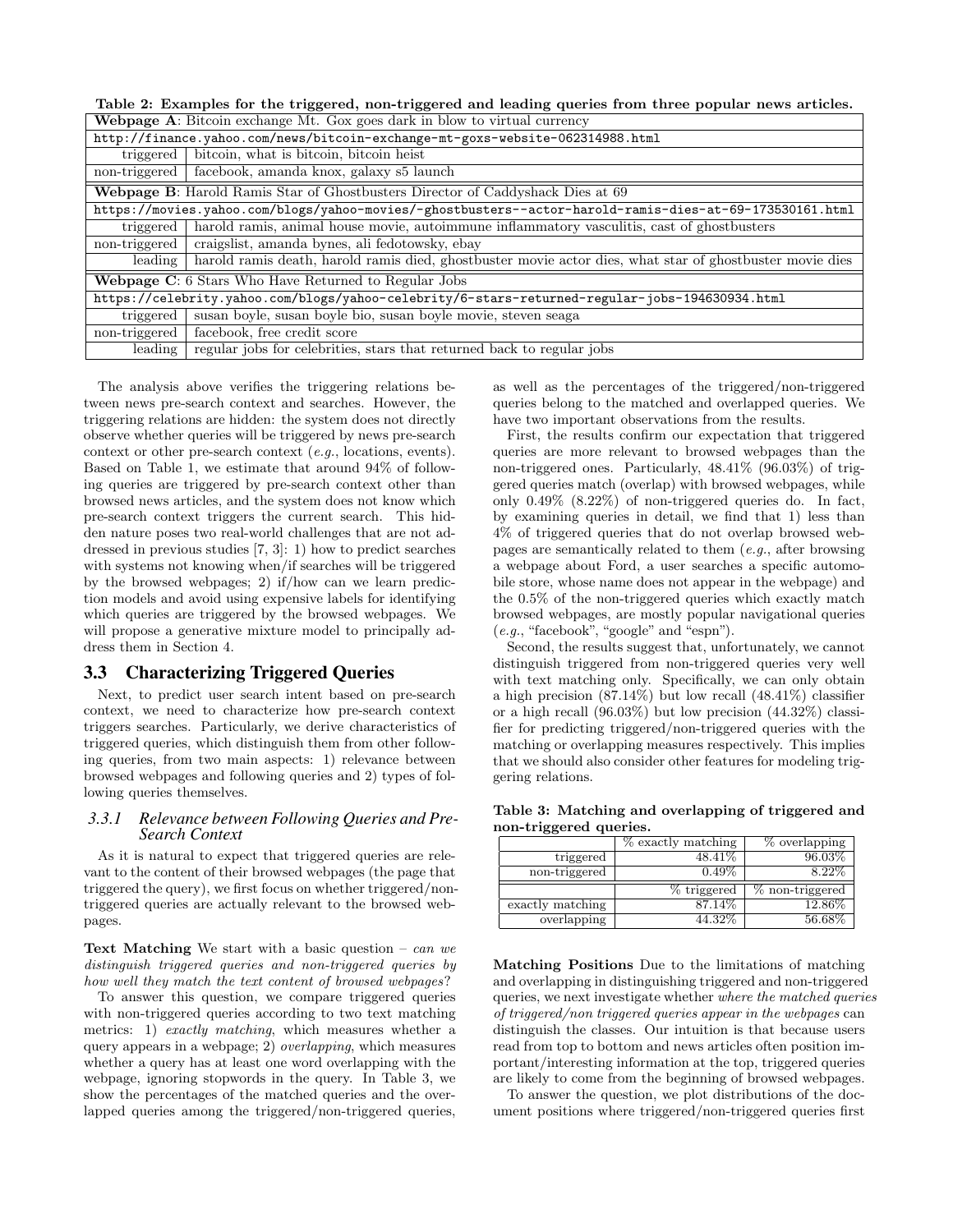Table 2: Examples for the triggered, non-triggered and leading queries from three popular news articles.

| | |
|---|---|
| **Webpage A**: Bitcoin exchange Mt. Gox goes dark in blow to virtual currency | |
| `http://finance.yahoo.com/news/bitcoin-exchange-mt-goxs-website-062314988.html` | |
| triggered | bitcoin, what is bitcoin, bitcoin heist |
| non-triggered | facebook, amanda knox, galaxy s5 launch |
| **Webpage B**: Harold Ramis Star of Ghostbusters Director of Caddyshack Dies at 69 | |
| `https://movies.yahoo.com/blogs/yahoo-movies/-ghostbusters--actor-harold-ramis-dies-at-69-173530161.html` | |
| triggered | harold ramis, animal house movie, autoimmune inflammatory vasculitis, cast of ghostbusters |
| non-triggered | craigslist, amanda bynes, ali fedotowsky, ebay |
| leading | harold ramis death, harold ramis died, ghostbuster movie actor dies, what star of ghostbuster movie dies |
| **Webpage C**: 6 Stars Who Have Returned to Regular Jobs | |
| `https://celebrity.yahoo.com/blogs/yahoo-celebrity/6-stars-returned-regular-jobs-194630934.html` | |
| triggered | susan boyle, susan boyle bio, susan boyle movie, steven seaga |
| non-triggered | facebook, free credit score |
| leading | regular jobs for celebrities, stars that returned back to regular jobs |

The analysis above verifies the triggering relations between news pre-search context and searches. However, the triggering relations are hidden: the system does not directly observe whether queries will be triggered by news pre-search context or other pre-search context (*e.g.*, locations, events). Based on Table 1, we estimate that around 94% of following queries are triggered by pre-search context other than browsed news articles, and the system does not know which pre-search context triggers the current search. This hidden nature poses two real-world challenges that are not addressed in previous studies [7, 3]: 1) how to predict searches with systems not knowing when/if searches will be triggered by the browsed webpages; 2) if/how can we learn prediction models and avoid using expensive labels for identifying which queries are triggered by the browsed webpages. We will propose a generative mixture model to principally address them in Section 4.

## 3.3 Characterizing Triggered Queries

Next, to predict user search intent based on pre-search context, we need to characterize how pre-search context triggers searches. Particularly, we derive characteristics of triggered queries, which distinguish them from other following queries, from two main aspects: 1) relevance between browsed webpages and following queries and 2) types of following queries themselves.

### 3.3.1 Relevance between Following Queries and Pre-Search Context

As it is natural to expect that triggered queries are relevant to the content of their browsed webpages (the page that triggered the query), we first focus on whether triggered/non-triggered queries are actually relevant to the browsed webpages.

**Text Matching** We start with a basic question – *can we distinguish triggered queries and non-triggered queries by how well they match the text content of browsed webpages*?

To answer this question, we compare triggered queries with non-triggered queries according to two text matching metrics: 1) *exactly matching*, which measures whether a query appears in a webpage; 2) *overlapping*, which measures whether a query has at least one word overlapping with the webpage, ignoring stopwords in the query. In Table 3, we show the percentages of the matched queries and the overlapped queries among the triggered/non-triggered queries, as well as the percentages of the triggered/non-triggered queries belong to the matched and overlapped queries. We have two important observations from the results.

First, the results confirm our expectation that triggered queries are more relevant to browsed webpages than the non-triggered ones. Particularly, 48.41% (96.03%) of triggered queries match (overlap) with browsed webpages, while only 0.49% (8.22%) of non-triggered queries do. In fact, by examining queries in detail, we find that 1) less than 4% of triggered queries that do not overlap browsed webpages are semantically related to them (*e.g.*, after browsing a webpage about Ford, a user searches a specific automobile store, whose name does not appear in the webpage) and the 0.5% of the non-triggered queries which exactly match browsed webpages, are mostly popular navigational queries (*e.g.*, "facebook", "google" and "espn").

Second, the results suggest that, unfortunately, we cannot distinguish triggered from non-triggered queries very well with text matching only. Specifically, we can only obtain a high precision (87.14%) but low recall (48.41%) classifier or a high recall (96.03%) but low precision (44.32%) classifier for predicting triggered/non-triggered queries with the matching or overlapping measures respectively. This implies that we should also consider other features for modeling triggering relations.

Table 3: Matching and overlapping of triggered and non-triggered queries.

| | % exactly matching | % overlapping |
|---|---|---|
| triggered | 48.41% | 96.03% |
| non-triggered | 0.49% | 8.22% |
| | **% triggered** | **% non-triggered** |
| exactly matching | 87.14% | 12.86% |
| overlapping | 44.32% | 56.68% |

**Matching Positions** Due to the limitations of matching and overlapping in distinguishing triggered and non-triggered queries, we next investigate whether *where the matched queries of triggered/non triggered queries appear in the webpages* can distinguish the classes. Our intuition is that because users read from top to bottom and news articles often position important/interesting information at the top, triggered queries are likely to come from the beginning of browsed webpages.

To answer the question, we plot distributions of the document positions where triggered/non-triggered queries first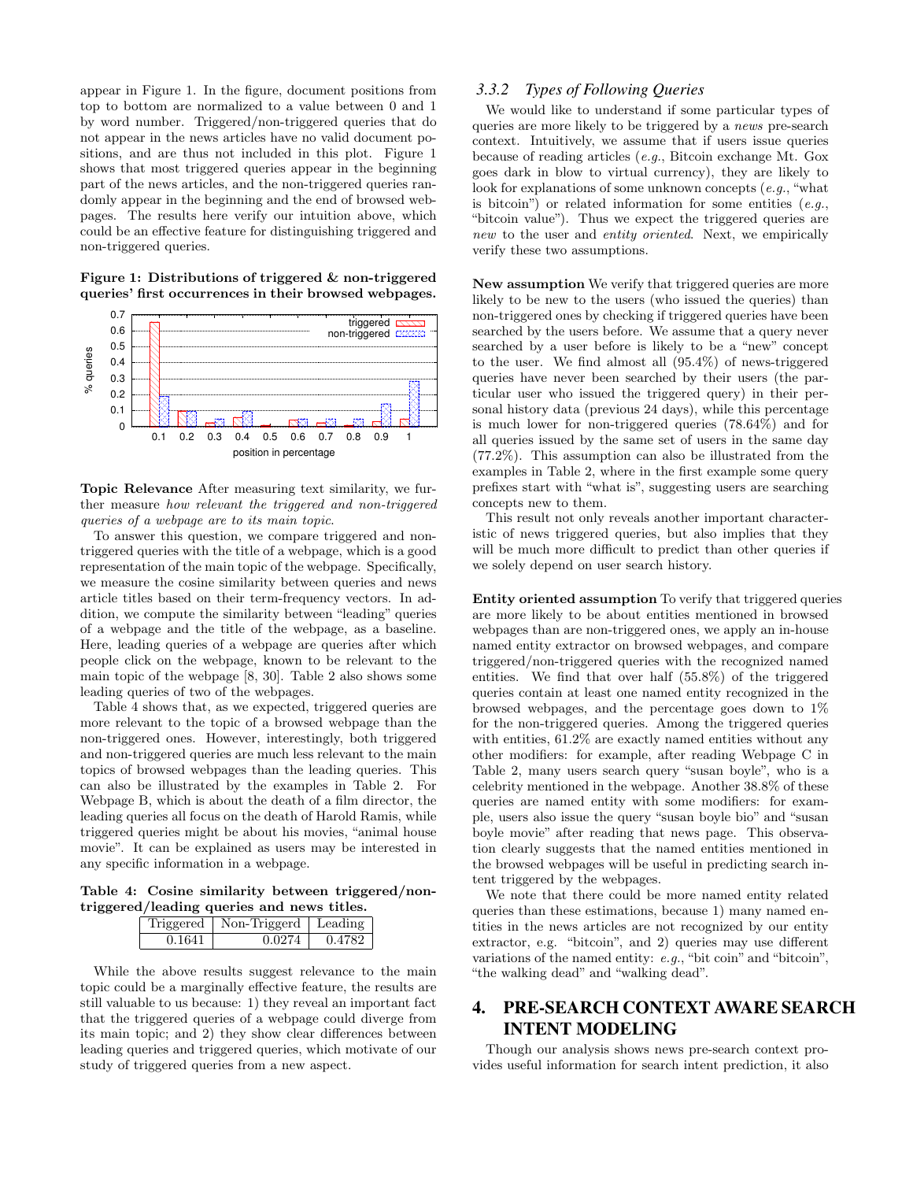appear in Figure 1. In the figure, document positions from top to bottom are normalized to a value between 0 and 1 by word number. Triggered/non-triggered queries that do not appear in the news articles have no valid document positions, and are thus not included in this plot. Figure 1 shows that most triggered queries appear in the beginning part of the news articles, and the non-triggered queries randomly appear in the beginning and the end of browsed webpages. The results here verify our intuition above, which could be an effective feature for distinguishing triggered and non-triggered queries.

**Figure 1: Distributions of triggered & non-triggered queries' first occurrences in their browsed webpages.**

**Topic Relevance** After measuring text similarity, we further measure *how relevant the triggered and non-triggered queries of a webpage are to its main topic*.

To answer this question, we compare triggered and non-triggered queries with the title of a webpage, which is a good representation of the main topic of the webpage. Specifically, we measure the cosine similarity between queries and news article titles based on their term-frequency vectors. In addition, we compute the similarity between "leading" queries of a webpage and the title of the webpage, as a baseline. Here, leading queries of a webpage are queries after which people click on the webpage, known to be relevant to the main topic of the webpage [8, 30]. Table 2 also shows some leading queries of two of the webpages.

Table 4 shows that, as we expected, triggered queries are more relevant to the topic of a browsed webpage than the non-triggered ones. However, interestingly, both triggered and non-triggered queries are much less relevant to the main topics of browsed webpages than the leading queries. This can also be illustrated by the examples in Table 2. For Webpage B, which is about the death of a film director, the leading queries all focus on the death of Harold Ramis, while triggered queries might be about his movies, "animal house movie". It can be explained as users may be interested in any specific information in a webpage.

**Table 4: Cosine similarity between triggered/non-triggered/leading queries and news titles.**

| Triggered | Non-Triggerd | Leading |
|---|---|---|
| 0.1641 | 0.0274 | 0.4782 |

While the above results suggest relevance to the main topic could be a marginally effective feature, the results are still valuable to us because: 1) they reveal an important fact that the triggered queries of a webpage could diverge from its main topic; and 2) they show clear differences between leading queries and triggered queries, which motivate of our study of triggered queries from a new aspect.

### 3.3.2 *Types of Following Queries*

We would like to understand if some particular types of queries are more likely to be triggered by a *news* pre-search context. Intuitively, we assume that if users issue queries because of reading articles (*e.g.*, Bitcoin exchange Mt. Gox goes dark in blow to virtual currency), they are likely to look for explanations of some unknown concepts (*e.g.*, "what is bitcoin") or related information for some entities (*e.g.*, "bitcoin value"). Thus we expect the triggered queries are *new* to the user and *entity oriented*. Next, we empirically verify these two assumptions.

**New assumption** We verify that triggered queries are more likely to be new to the users (who issued the queries) than non-triggered ones by checking if triggered queries have been searched by the users before. We assume that a query never searched by a user before is likely to be a "new" concept to the user. We find almost all (95.4%) of news-triggered queries have never been searched by their users (the particular user who issued the triggered query) in their personal history data (previous 24 days), while this percentage is much lower for non-triggered queries (78.64%) and for all queries issued by the same set of users in the same day (77.2%). This assumption can also be illustrated from the examples in Table 2, where in the first example some query prefixes start with "what is", suggesting users are searching concepts new to them.

This result not only reveals another important characteristic of news triggered queries, but also implies that they will be much more difficult to predict than other queries if we solely depend on user search history.

**Entity oriented assumption** To verify that triggered queries are more likely to be about entities mentioned in browsed webpages than are non-triggered ones, we apply an in-house named entity extractor on browsed webpages, and compare triggered/non-triggered queries with the recognized named entities. We find that over half (55.8%) of the triggered queries contain at least one named entity recognized in the browsed webpages, and the percentage goes down to 1% for the non-triggered queries. Among the triggered queries with entities, 61.2% are exactly named entities without any other modifiers: for example, after reading Webpage C in Table 2, many users search query "susan boyle", who is a celebrity mentioned in the webpage. Another 38.8% of these queries are named entity with some modifiers: for example, users also issue the query "susan boyle bio" and "susan boyle movie" after reading that news page. This observation clearly suggests that the named entities mentioned in the browsed webpages will be useful in predicting search intent triggered by the webpages.

We note that there could be more named entity related queries than these estimations, because 1) many named entities in the news articles are not recognized by our entity extractor, e.g. "bitcoin", and 2) queries may use different variations of the named entity: *e.g.*, "bit coin" and "bitcoin", "the walking dead" and "walking dead".

## 4. PRE-SEARCH CONTEXT AWARE SEARCH INTENT MODELING

Though our analysis shows news pre-search context provides useful information for search intent prediction, it also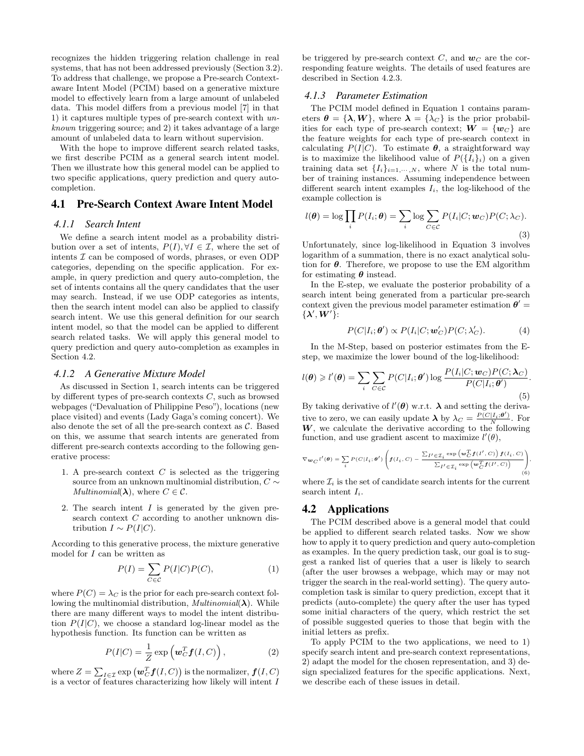recognizes the hidden triggering relation challenge in real systems, that has not been addressed previously (Section 3.2). To address that challenge, we propose a Pre-search Context-aware Intent Model (PCIM) based on a generative mixture model to effectively learn from a large amount of unlabeled data. This model differs from a previous model [7] in that 1) it captures multiple types of pre-search context with *unknown* triggering source; and 2) it takes advantage of a large amount of unlabeled data to learn without supervision.

With the hope to improve different search related tasks, we first describe PCIM as a general search intent model. Then we illustrate how this general model can be applied to two specific applications, query prediction and query auto-completion.

## 4.1 Pre-Search Context Aware Intent Model

### 4.1.1 Search Intent

We define a search intent model as a probability distribution over a set of intents, $P(I), \forall I \in \mathcal{I}$, where the set of intents $\mathcal{I}$ can be composed of words, phrases, or even ODP categories, depending on the specific application. For example, in query prediction and query auto-completion, the set of intents contains all the query candidates that the user may search. Instead, if we use ODP categories as intents, then the search intent model can also be applied to classify search intent. We use this general definition for our search intent model, so that the model can be applied to different search related tasks. We will apply this general model to query prediction and query auto-completion as examples in Section 4.2.

### 4.1.2 A Generative Mixture Model

As discussed in Section 1, search intents can be triggered by different types of pre-search contexts $C$, such as browsed webpages ("Devaluation of Philippine Peso"), locations (new place visited) and events (Lady Gaga's coming concert). We also denote the set of all the pre-search context as $\mathcal{C}$. Based on this, we assume that search intents are generated from different pre-search contexts according to the following generative process:

1. A pre-search context $C$ is selected as the triggering source from an unknown multinomial distribution, $C \sim$ *Multinomial*$(\boldsymbol{\lambda})$, where $C \in \mathcal{C}$.
2. The search intent $I$ is generated by the given pre-search context $C$ according to another unknown distribution $I \sim P(I|C)$.

According to this generative process, the mixture generative model for $I$ can be written as

$$P(I) = \sum_{C \in \mathcal{C}} P(I|C)P(C), \tag{1}$$

where $P(C) = \lambda_C$ is the prior for each pre-search context following the multinomial distribution, *Multinomial*$(\boldsymbol{\lambda})$. While there are many different ways to model the intent distribution $P(I|C)$, we choose a standard log-linear model as the hypothesis function. Its function can be written as

$$P(I|C) = \frac{1}{Z} \exp\left(\boldsymbol{w}_C^T \boldsymbol{f}(I, C)\right), \tag{2}$$

where $Z = \sum_{I \in \mathcal{I}} \exp\left(\boldsymbol{w}_C^T \boldsymbol{f}(I, C)\right)$ is the normalizer, $\boldsymbol{f}(I, C)$ is a vector of features characterizing how likely will intent $I$ be triggered by pre-search context $C$, and $\boldsymbol{w}_C$ are the corresponding feature weights. The details of used features are described in Section 4.2.3.

### 4.1.3 Parameter Estimation

The PCIM model defined in Equation 1 contains parameters $\boldsymbol{\theta} = \{\boldsymbol{\lambda}, \boldsymbol{W}\}$, where $\boldsymbol{\lambda} = \{\lambda_C\}$ is the prior probabilities for each type of pre-search context; $\boldsymbol{W} = \{\boldsymbol{w}_C\}$ are the feature weights for each type of pre-search context in calculating $P(I|C)$. To estimate $\boldsymbol{\theta}$, a straightforward way is to maximize the likelihood value of $P(\{I_i\}_i)$ on a given training data set $\{I_i\}_{i=1,\cdots,N}$, where $N$ is the total number of training instances. Assuming independence between different search intent examples $I_i$, the log-likehood of the example collection is

$$l(\boldsymbol{\theta}) = \log \prod_i P(I_i; \boldsymbol{\theta}) = \sum_i \log \sum_{C \in \mathcal{C}} P(I_i|C; \boldsymbol{w}_C)P(C; \lambda_C). \tag{3}$$

Unfortunately, since log-likelihood in Equation 3 involves logarithm of a summation, there is no exact analytical solution for $\boldsymbol{\theta}$. Therefore, we propose to use the EM algorithm for estimating $\boldsymbol{\theta}$ instead.

In the E-step, we evaluate the posterior probability of a search intent being generated from a particular pre-search context given the previous model parameter estimation $\boldsymbol{\theta}' = \{\boldsymbol{\lambda}', \boldsymbol{W}'\}$:

$$P(C|I_i; \boldsymbol{\theta}') \propto P(I_i|C; \boldsymbol{w}'_C)P(C; \lambda'_C). \tag{4}$$

In the M-Step, based on posterior estimates from the E-step, we maximize the lower bound of the log-likelihood:

$$l(\boldsymbol{\theta}) \geqslant l'(\boldsymbol{\theta}) = \sum_i \sum_{C \in \mathcal{C}} P(C|I_i; \boldsymbol{\theta}') \log \frac{P(I_i|C; \boldsymbol{w}_C)P(C; \boldsymbol{\lambda}_C)}{P(C|I_i; \boldsymbol{\theta}')}. \tag{5}$$

By taking derivative of $l'(\boldsymbol{\theta})$ w.r.t. $\boldsymbol{\lambda}$ and setting the derivative to zero, we can easily update $\boldsymbol{\lambda}$ by $\lambda_C = \frac{P(C|I_i;\boldsymbol{\theta}')}{N}$. For $\boldsymbol{W}$, we calculate the derivative according to the following function, and use gradient ascent to maximize $l'(\theta)$,

$$\nabla_{\boldsymbol{w}_C} l'(\boldsymbol{\theta}) = \sum_i P(C|I_i; \boldsymbol{\theta}') \left( \boldsymbol{f}(I_i, C) - \frac{\sum_{I' \in \mathcal{I}_i} \exp\left(\boldsymbol{w}_C^T \boldsymbol{f}(I', C)\right) \boldsymbol{f}(I_i, C)}{\sum_{I' \in \mathcal{I}_i} \exp\left(\boldsymbol{w}_C^T \boldsymbol{f}(I', C)\right)} \right), \tag{6}$$

where $\mathcal{I}_i$ is the set of candidate search intents for the current search intent $I_i$.

## 4.2 Applications

The PCIM described above is a general model that could be applied to different search related tasks. Now we show how to apply it to query prediction and query auto-completion as examples. In the query prediction task, our goal is to suggest a ranked list of queries that a user is likely to search (after the user browses a webpage, which may or may not trigger the search in the real-world setting). The query auto-completion task is similar to query prediction, except that it predicts (auto-complete) the query after the user has typed some initial characters of the query, which restrict the set of possible suggested queries to those that begin with the initial letters as prefix.

To apply PCIM to the two applications, we need to 1) specify search intent and pre-search context representations, 2) adapt the model for the chosen representation, and 3) design specialized features for the specific applications. Next, we describe each of these issues in detail.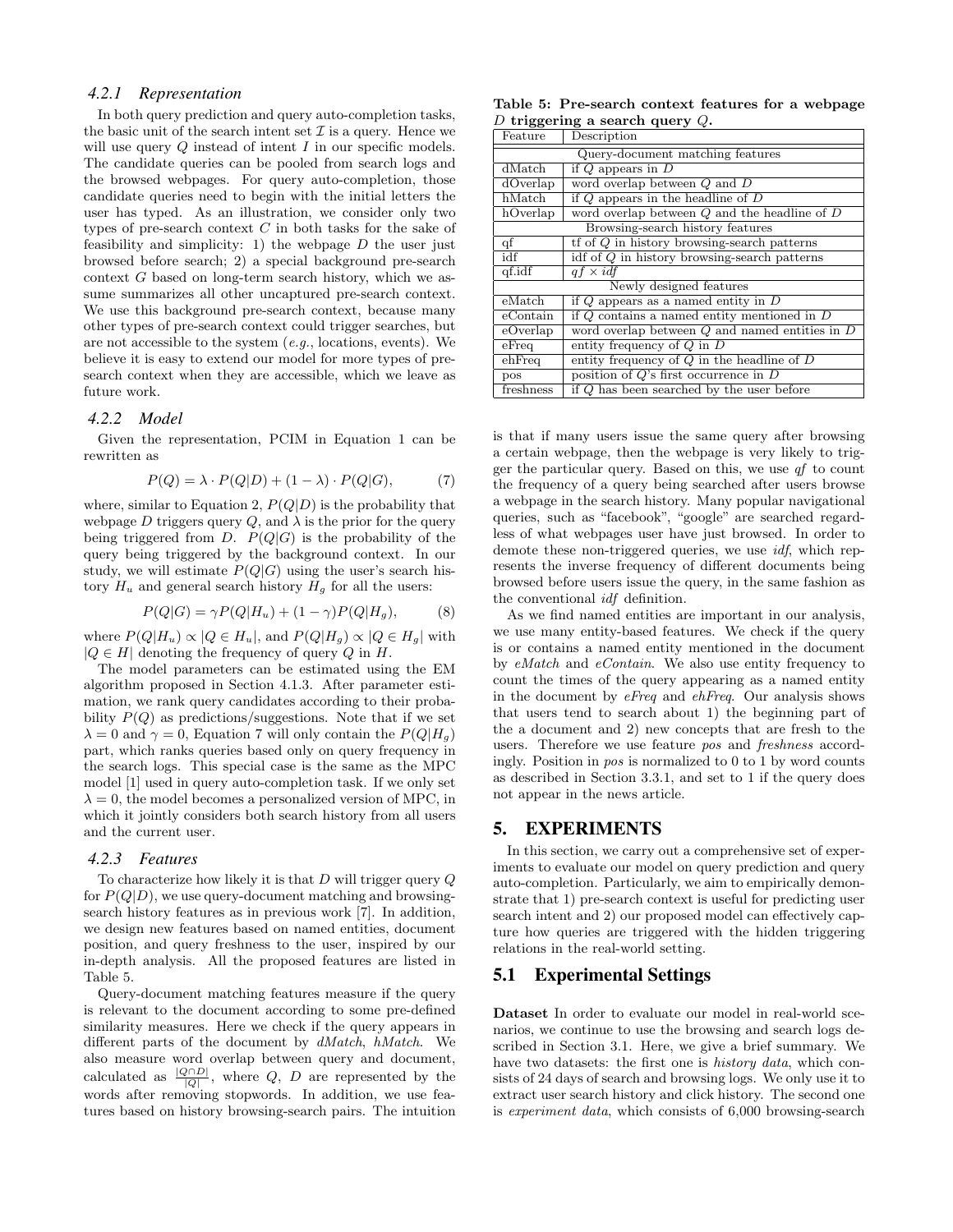### 4.2.1 Representation

In both query prediction and query auto-completion tasks, the basic unit of the search intent set $\mathcal{I}$ is a query. Hence we will use query $Q$ instead of intent $I$ in our specific models. The candidate queries can be pooled from search logs and the browsed webpages. For query auto-completion, those candidate queries need to begin with the initial letters the user has typed. As an illustration, we consider only two types of pre-search context $C$ in both tasks for the sake of feasibility and simplicity: 1) the webpage $D$ the user just browsed before search; 2) a special background pre-search context $G$ based on long-term search history, which we assume summarizes all other uncaptured pre-search context. We use this background pre-search context, because many other types of pre-search context could trigger searches, but are not accessible to the system (*e.g.*, locations, events). We believe it is easy to extend our model for more types of pre-search context when they are accessible, which we leave as future work.

### 4.2.2 Model

Given the representation, PCIM in Equation 1 can be rewritten as

$$P(Q) = \lambda \cdot P(Q|D) + (1 - \lambda) \cdot P(Q|G), \tag{7}$$

where, similar to Equation 2, $P(Q|D)$ is the probability that webpage $D$ triggers query $Q$, and $\lambda$ is the prior for the query being triggered from $D$. $P(Q|G)$ is the probability of the query being triggered by the background context. In our study, we will estimate $P(Q|G)$ using the user's search history $H_u$ and general search history $H_g$ for all the users:

$$P(Q|G) = \gamma P(Q|H_u) + (1 - \gamma) P(Q|H_g), \tag{8}$$

where $P(Q|H_u) \propto |Q \in H_u|$, and $P(Q|H_g) \propto |Q \in H_g|$ with $|Q \in H|$ denoting the frequency of query $Q$ in $H$.

The model parameters can be estimated using the EM algorithm proposed in Section 4.1.3. After parameter estimation, we rank query candidates according to their probability $P(Q)$ as predictions/suggestions. Note that if we set $\lambda = 0$ and $\gamma = 0$, Equation 7 will only contain the $P(Q|H_g)$ part, which ranks queries based only on query frequency in the search logs. This special case is the same as the MPC model [1] used in query auto-completion task. If we only set $\lambda = 0$, the model becomes a personalized version of MPC, in which it jointly considers both search history from all users and the current user.

### 4.2.3 Features

To characterize how likely it is that $D$ will trigger query $Q$ for $P(Q|D)$, we use query-document matching and browsing-search history features as in previous work [7]. In addition, we design new features based on named entities, document position, and query freshness to the user, inspired by our in-depth analysis. All the proposed features are listed in Table 5.

Query-document matching features measure if the query is relevant to the document according to some pre-defined similarity measures. Here we check if the query appears in different parts of the document by *dMatch*, *hMatch*. We also measure word overlap between query and document, calculated as $\frac{|Q \cap D|}{|Q|}$, where $Q$, $D$ are represented by the words after removing stopwords. In addition, we use features based on history browsing-search pairs. The intuition

**Table 5: Pre-search context features for a webpage $D$ triggering a search query $Q$.**

| Feature | Description |
|---|---|
| Query-document matching features | |
| dMatch | if $Q$ appears in $D$ |
| dOverlap | word overlap between $Q$ and $D$ |
| hMatch | if $Q$ appears in the headline of $D$ |
| hOverlap | word overlap between $Q$ and the headline of $D$ |
| Browsing-search history features | |
| qf | tf of $Q$ in history browsing-search patterns |
| idf | idf of $Q$ in history browsing-search patterns |
| qf.idf | $qf \times idf$ |
| Newly designed features | |
| eMatch | if $Q$ appears as a named entity in $D$ |
| eContain | if $Q$ contains a named entity mentioned in $D$ |
| eOverlap | word overlap between $Q$ and named entities in $D$ |
| eFreq | entity frequency of $Q$ in $D$ |
| ehFreq | entity frequency of $Q$ in the headline of $D$ |
| pos | position of $Q$'s first occurrence in $D$ |
| freshness | if $Q$ has been searched by the user before |

is that if many users issue the same query after browsing a certain webpage, then the webpage is very likely to trigger the particular query. Based on this, we use *qf* to count the frequency of a query being searched after users browse a webpage in the search history. Many popular navigational queries, such as "facebook", "google" are searched regardless of what webpages user have just browsed. In order to demote these non-triggered queries, we use *idf*, which represents the inverse frequency of different documents being browsed before users issue the query, in the same fashion as the conventional *idf* definition.

As we find named entities are important in our analysis, we use many entity-based features. We check if the query is or contains a named entity mentioned in the document by *eMatch* and *eContain*. We also use entity frequency to count the times of the query appearing as a named entity in the document by *eFreq* and *ehFreq*. Our analysis shows that users tend to search about 1) the beginning part of the a document and 2) new concepts that are fresh to the users. Therefore we use feature *pos* and *freshness* accordingly. Position in *pos* is normalized to 0 to 1 by word counts as described in Section 3.3.1, and set to 1 if the query does not appear in the news article.

## 5. EXPERIMENTS

In this section, we carry out a comprehensive set of experiments to evaluate our model on query prediction and query auto-completion. Particularly, we aim to empirically demonstrate that 1) pre-search context is useful for predicting user search intent and 2) our proposed model can effectively capture how queries are triggered with the hidden triggering relations in the real-world setting.

## 5.1 Experimental Settings

**Dataset** In order to evaluate our model in real-world scenarios, we continue to use the browsing and search logs described in Section 3.1. Here, we give a brief summary. We have two datasets: the first one is *history data*, which consists of 24 days of search and browsing logs. We only use it to extract user search history and click history. The second one is *experiment data*, which consists of 6,000 browsing-search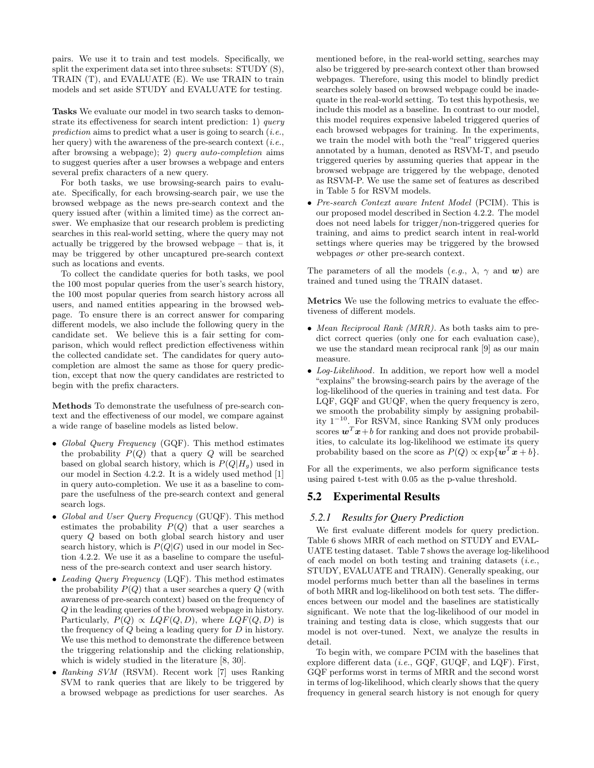pairs. We use it to train and test models. Specifically, we split the experiment data set into three subsets: STUDY (S), TRAIN (T), and EVALUATE (E). We use TRAIN to train models and set aside STUDY and EVALUATE for testing.

**Tasks** We evaluate our model in two search tasks to demonstrate its effectiveness for search intent prediction: 1) *query prediction* aims to predict what a user is going to search (*i.e.*, her query) with the awareness of the pre-search context (*i.e.*, after browsing a webpage); 2) *query auto-completion* aims to suggest queries after a user browses a webpage and enters several prefix characters of a new query.

For both tasks, we use browsing-search pairs to evaluate. Specifically, for each browsing-search pair, we use the browsed webpage as the news pre-search context and the query issued after (within a limited time) as the correct answer. We emphasize that our research problem is predicting searches in this real-world setting, where the query may not actually be triggered by the browsed webpage – that is, it may be triggered by other uncaptured pre-search context such as locations and events.

To collect the candidate queries for both tasks, we pool the 100 most popular queries from the user's search history, the 100 most popular queries from search history across all users, and named entities appearing in the browsed webpage. To ensure there is an correct answer for comparing different models, we also include the following query in the candidate set. We believe this is a fair setting for comparison, which would reflect prediction effectiveness within the collected candidate set. The candidates for query auto-completion are almost the same as those for query prediction, except that now the query candidates are restricted to begin with the prefix characters.

**Methods** To demonstrate the usefulness of pre-search context and the effectiveness of our model, we compare against a wide range of baseline models as listed below.

- *Global Query Frequency* (GQF). This method estimates the probability $P(Q)$ that a query $Q$ will be searched based on global search history, which is $P(Q|H_g)$ used in our model in Section 4.2.2. It is a widely used method [1] in query auto-completion. We use it as a baseline to compare the usefulness of the pre-search context and general search logs.
- *Global and User Query Frequency* (GUQF). This method estimates the probability $P(Q)$ that a user searches a query $Q$ based on both global search history and user search history, which is $P(Q|G)$ used in our model in Section 4.2.2. We use it as a baseline to compare the usefulness of the pre-search context and user search history.
- *Leading Query Frequency* (LQF). This method estimates the probability $P(Q)$ that a user searches a query $Q$ (with awareness of pre-search context) based on the frequency of $Q$ in the leading queries of the browsed webpage in history. Particularly, $P(Q) \propto LQF(Q, D)$, where $LQF(Q, D)$ is the frequency of $Q$ being a leading query for $D$ in history. We use this method to demonstrate the difference between the triggering relationship and the clicking relationship, which is widely studied in the literature [8, 30].
- *Ranking SVM* (RSVM). Recent work [7] uses Ranking SVM to rank queries that are likely to be triggered by a browsed webpage as predictions for user searches. As mentioned before, in the real-world setting, searches may also be triggered by pre-search context other than browsed webpages. Therefore, using this model to blindly predict searches solely based on browsed webpage could be inadequate in the real-world setting. To test this hypothesis, we include this model as a baseline. In contrast to our model, this model requires expensive labeled triggered queries of each browsed webpages for training. In the experiments, we train the model with both the "real" triggered queries annotated by a human, denoted as RSVM-T, and pseudo triggered queries by assuming queries that appear in the browsed webpage are triggered by the webpage, denoted as RSVM-P. We use the same set of features as described in Table 5 for RSVM models.
- *Pre-search Context aware Intent Model* (PCIM). This is our proposed model described in Section 4.2.2. The model does not need labels for trigger/non-triggered queries for training, and aims to predict search intent in real-world settings where queries may be triggered by the browsed webpages *or* other pre-search context.

The parameters of all the models (*e.g.*, $\lambda$, $\gamma$ and $\boldsymbol{w}$) are trained and tuned using the TRAIN dataset.

**Metrics** We use the following metrics to evaluate the effectiveness of different models.

- *Mean Reciprocal Rank (MRR)*. As both tasks aim to predict correct queries (only one for each evaluation case), we use the standard mean reciprocal rank [9] as our main measure.
- *Log-Likelihood*. In addition, we report how well a model "explains" the browsing-search pairs by the average of the log-likelihood of the queries in training and test data. For LQF, GQF and GUQF, when the query frequency is zero, we smooth the probability simply by assigning probability $1^{-10}$. For RSVM, since Ranking SVM only produces scores $\boldsymbol{w}^T\boldsymbol{x}+b$ for ranking and does not provide probabilities, to calculate its log-likelihood we estimate its query probability based on the score as $P(Q) \propto \exp\{\boldsymbol{w}^T\boldsymbol{x}+b\}$.

For all the experiments, we also perform significance tests using paired t-test with 0.05 as the p-value threshold.

## 5.2 Experimental Results

### 5.2.1 Results for Query Prediction

We first evaluate different models for query prediction. Table 6 shows MRR of each method on STUDY and EVALUATE testing dataset. Table 7 shows the average log-likelihood of each model on both testing and training datasets (*i.e.*, STUDY, EVALUATE and TRAIN). Generally speaking, our model performs much better than all the baselines in terms of both MRR and log-likelihood on both test sets. The differences between our model and the baselines are statistically significant. We note that the log-likelihood of our model in training and testing data is close, which suggests that our model is not over-tuned. Next, we analyze the results in detail.

To begin with, we compare PCIM with the baselines that explore different data (*i.e.*, GQF, GUQF, and LQF). First, GQF performs worst in terms of MRR and the second worst in terms of log-likelihood, which clearly shows that the query frequency in general search history is not enough for query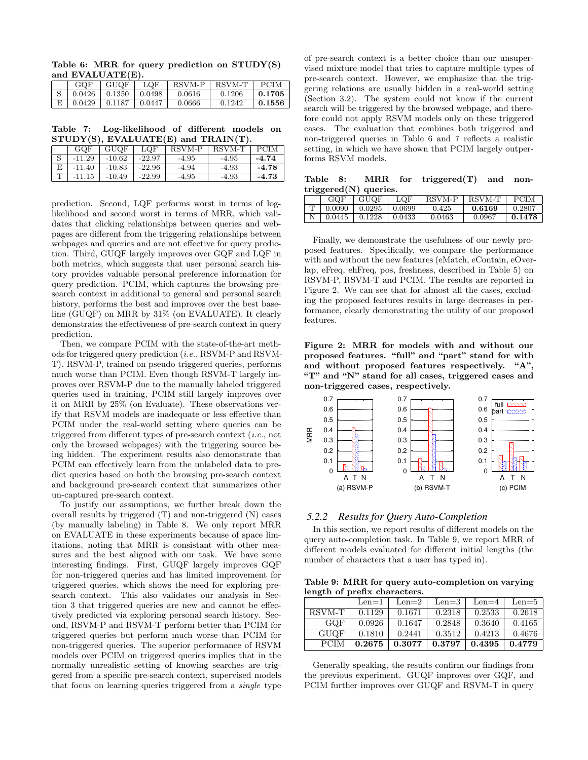**Table 6: MRR for query prediction on STUDY(S) and EVALUATE(E).**

| | GQF | GUQF | LQF | RSVM-P | RSVM-T | PCIM |
|---|---|---|---|---|---|---|
| S | 0.0426 | 0.1350 | 0.0498 | 0.0616 | 0.1206 | **0.1705** |
| E | 0.0429 | 0.1187 | 0.0447 | 0.0666 | 0.1242 | **0.1556** |

**Table 7: Log-likelihood of different models on STUDY(S), EVALUATE(E) and TRAIN(T).**

| | GQF | GUQF | LQF | RSVM-P | RSVM-T | PCIM |
|---|---|---|---|---|---|---|
| S | -11.29 | -10.62 | -22.97 | -4.95 | -4.95 | **-4.74** |
| E | -11.40 | -10.83 | -22.96 | -4.94 | -4.93 | **-4.78** |
| T | -11.15 | -10.49 | -22.99 | -4.95 | -4.93 | **-4.73** |

prediction. Second, LQF performs worst in terms of log-likelihood and second worst in terms of MRR, which validates that clicking relationships between queries and webpages are different from the triggering relationships between webpages and queries and are not effective for query prediction. Third, GUQF largely improves over GQF and LQF in both metrics, which suggests that user personal search history provides valuable personal preference information for query prediction. PCIM, which captures the browsing pre-search context in additional to general and personal search history, performs the best and improves over the best baseline (GUQF) on MRR by 31% (on EVALUATE). It clearly demonstrates the effectiveness of pre-search context in query prediction.

Then, we compare PCIM with the state-of-the-art methods for triggered query prediction (*i.e.*, RSVM-P and RSVM-T). RSVM-P, trained on pseudo triggered queries, performs much worse than PCIM. Even though RSVM-T largely improves over RSVM-P due to the manually labeled triggered queries used in training, PCIM still largely improves over it on MRR by 25% (on Evaluate). These observations verify that RSVM models are inadequate or less effective than PCIM under the real-world setting where queries can be triggered from different types of pre-search context (*i.e.*, not only the browsed webpages) with the triggering source being hidden. The experiment results also demonstrate that PCIM can effectively learn from the unlabeled data to predict queries based on both the browsing pre-search context and background pre-search context that summarizes other un-captured pre-search context.

To justify our assumptions, we further break down the overall results by triggered (T) and non-triggered (N) cases (by manually labeling) in Table 8. We only report MRR on EVALUATE in these experiments because of space limitations, noting that MRR is consistant with other measures and the best aligned with our task. We have some interesting findings. First, GUQF largely improves GQF for non-triggered queries and has limited improvement for triggered queries, which shows the need for exploring pre-search context. This also validates our analysis in Section 3 that triggered queries are new and cannot be effectively predicted via exploring personal search history. Second, RSVM-P and RSVM-T perform better than PCIM for triggered queries but perform much worse than PCIM for non-triggered queries. The superior performance of RSVM models over PCIM on triggered queries implies that in the normally unrealistic setting of knowing searches are triggered from a specific pre-search context, supervised models that focus on learning queries triggered from a *single* type of pre-search context is a better choice than our unsupervised mixture model that tries to capture multiple types of pre-search context. However, we emphasize that the triggering relations are usually hidden in a real-world setting (Section 3.2). The system could not know if the current search will be triggered by the browsed webpage, and therefore could not apply RSVM models only on these triggered cases. The evaluation that combines both triggered and non-triggered queries in Table 6 and 7 reflects a realistic setting, in which we have shown that PCIM largely outperforms RSVM models.

**Table 8: MRR for triggered(T) and non-triggered(N) queries.**

| | GQF | GUQF | LQF | RSVM-P | RSVM-T | PCIM |
|---|---|---|---|---|---|---|
| T | 0.0090 | 0.0295 | 0.0699 | 0.425 | **0.6169** | 0.2807 |
| N | 0.0445 | 0.1228 | 0.0433 | 0.0463 | 0.0967 | **0.1478** |

Finally, we demonstrate the usefulness of our newly proposed features. Specifically, we compare the performance with and without the new features (eMatch, eContain, eOverlap, eFreq, ehFreq, pos, freshness, described in Table 5) on RSVM-P, RSVM-T and PCIM. The results are reported in Figure 2. We can see that for almost all the cases, excluding the proposed features results in large decreases in performance, clearly demonstrating the utility of our proposed features.

**Figure 2: MRR for models with and without our proposed features. "full" and "part" stand for with and without proposed features respectively. "A", "T" and "N" stand for all cases, triggered cases and non-triggered cases, respectively.**

(a) RSVM-P (b) RSVM-T (c) PCIM

### 5.2.2 Results for Query Auto-Completion

In this section, we report results of different models on the query auto-completion task. In Table 9, we report MRR of different models evaluated for different initial lengths (the number of characters that a user has typed in).

**Table 9: MRR for query auto-completion on varying length of prefix characters.**

| | Len=1 | Len=2 | Len=3 | Len=4 | Len=5 |
|---|---|---|---|---|---|
| RSVM-T | 0.1129 | 0.1671 | 0.2318 | 0.2533 | 0.2618 |
| GQF | 0.0926 | 0.1647 | 0.2848 | 0.3640 | 0.4165 |
| GUQF | 0.1810 | 0.2441 | 0.3512 | 0.4213 | 0.4676 |
| PCIM | **0.2675** | **0.3077** | **0.3797** | **0.4395** | **0.4779** |

Generally speaking, the results confirm our findings from the previous experiment. GUQF improves over GQF, and PCIM further improves over GUQF and RSVM-T in query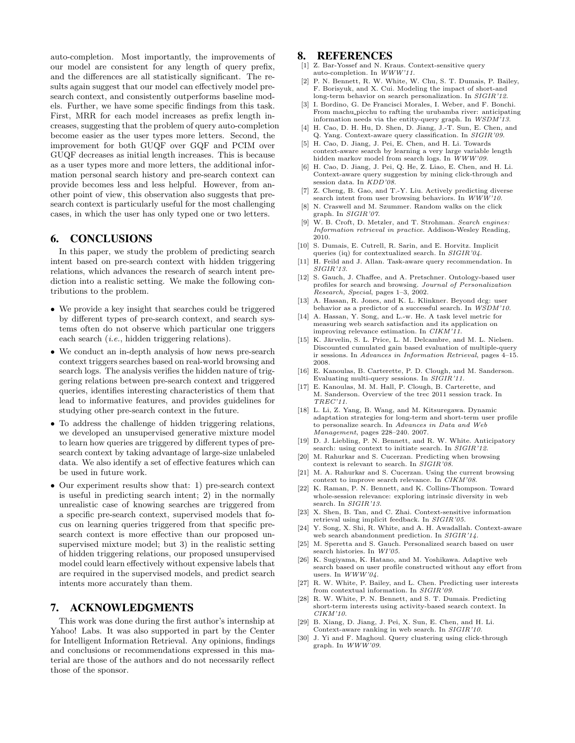auto-completion. Most importantly, the improvements of our model are consistent for any length of query prefix, and the differences are all statistically significant. The results again suggest that our model can effectively model pre-search context, and consistently outperforms baseline models. Further, we have some specific findings from this task. First, MRR for each model increases as prefix length increases, suggesting that the problem of query auto-completion become easier as the user types more letters. Second, the improvement for both GUQF over GQF and PCIM over GUQF decreases as initial length increases. This is because as a user types more and more letters, the additional information personal search history and pre-search context can provide becomes less and less helpful. However, from another point of view, this observation also suggests that pre-search context is particularly useful for the most challenging cases, in which the user has only typed one or two letters.

## 6. CONCLUSIONS

In this paper, we study the problem of predicting search intent based on pre-search context with hidden triggering relations, which advances the research of search intent prediction into a realistic setting. We make the following contributions to the problem.

- We provide a key insight that searches could be triggered by different types of pre-search context, and search systems often do not observe which particular one triggers each search (*i.e.*, hidden triggering relations).
- We conduct an in-depth analysis of how news pre-search context triggers searches based on real-world browsing and search logs. The analysis verifies the hidden nature of triggering relations between pre-search context and triggered queries, identifies interesting characteristics of them that lead to informative features, and provides guidelines for studying other pre-search context in the future.
- To address the challenge of hidden triggering relations, we developed an unsupervised generative mixture model to learn how queries are triggered by different types of pre-search context by taking advantage of large-size unlabeled data. We also identify a set of effective features which can be used in future work.
- Our experiment results show that: 1) pre-search context is useful in predicting search intent; 2) in the normally unrealistic case of knowing searches are triggered from a specific pre-search context, supervised models that focus on learning queries triggered from that specific pre-search context is more effective than our proposed unsupervised mixture model; but 3) in the realistic setting of hidden triggering relations, our proposed unsupervised model could learn effectively without expensive labels that are required in the supervised models, and predict search intents more accurately than them.

## 7. ACKNOWLEDGMENTS

This work was done during the first author's internship at Yahoo! Labs. It was also supported in part by the Center for Intelligent Information Retrieval. Any opinions, findings and conclusions or recommendations expressed in this material are those of the authors and do not necessarily reflect those of the sponsor.

## 8. REFERENCES

[1] Z. Bar-Yossef and N. Kraus. Context-sensitive query auto-completion. In *WWW'11*.

[2] P. N. Bennett, R. W. White, W. Chu, S. T. Dumais, P. Bailey, F. Borisyuk, and X. Cui. Modeling the impact of short-and long-term behavior on search personalization. In *SIGIR'12*.

[3] I. Bordino, G. De Francisci Morales, I. Weber, and F. Bonchi. From machu_picchu to rafting the urubamba river: anticipating information needs via the entity-query graph. In *WSDM'13*.

[4] H. Cao, D. H. Hu, D. Shen, D. Jiang, J.-T. Sun, E. Chen, and Q. Yang. Context-aware query classification. In *SIGIR'09*.

[5] H. Cao, D. Jiang, J. Pei, E. Chen, and H. Li. Towards context-aware search by learning a very large variable length hidden markov model from search logs. In *WWW'09*.

[6] H. Cao, D. Jiang, J. Pei, Q. He, Z. Liao, E. Chen, and H. Li. Context-aware query suggestion by mining click-through and session data. In *KDD'08*.

[7] Z. Cheng, B. Gao, and T.-Y. Liu. Actively predicting diverse search intent from user browsing behaviors. In *WWW'10*.

[8] N. Craswell and M. Szummer. Random walks on the click graph. In *SIGIR'07*.

[9] W. B. Croft, D. Metzler, and T. Strohman. *Search engines: Information retrieval in practice*. Addison-Wesley Reading, 2010.

[10] S. Dumais, E. Cutrell, R. Sarin, and E. Horvitz. Implicit queries (iq) for contextualized search. In *SIGIR'04*.

[11] H. Feild and J. Allan. Task-aware query recommendation. In *SIGIR'13*.

[12] S. Gauch, J. Chaffee, and A. Pretschner. Ontology-based user profiles for search and browsing. *Journal of Personalization Research, Special*, pages 1–3, 2002.

[13] A. Hassan, R. Jones, and K. L. Klinkner. Beyond dcg: user behavior as a predictor of a successful search. In *WSDM'10*.

[14] A. Hassan, Y. Song, and L.-w. He. A task level metric for measuring web search satisfaction and its application on improving relevance estimation. In *CIKM'11*.

[15] K. Järvelin, S. L. Price, L. M. Delcambre, and M. L. Nielsen. Discounted cumulated gain based evaluation of multiple-query ir sessions. In *Advances in Information Retrieval*, pages 4–15. 2008.

[16] E. Kanoulas, B. Carterette, P. D. Clough, and M. Sanderson. Evaluating multi-query sessions. In *SIGIR'11*.

[17] E. Kanoulas, M. M. Hall, P. Clough, B. Carterette, and M. Sanderson. Overview of the trec 2011 session track. In *TREC'11*.

[18] L. Li, Z. Yang, B. Wang, and M. Kitsuregawa. Dynamic adaptation strategies for long-term and short-term user profile to personalize search. In *Advances in Data and Web Management*, pages 228–240. 2007.

[19] D. J. Liebling, P. N. Bennett, and R. W. White. Anticipatory search: using context to initiate search. In *SIGIR'12*.

[20] M. Rahurkar and S. Cucerzan. Predicting when browsing context is relevant to search. In *SIGIR'08*.

[21] M. A. Rahurkar and S. Cucerzan. Using the current browsing context to improve search relevance. In *CIKM'08*.

[22] K. Raman, P. N. Bennett, and K. Collins-Thompson. Toward whole-session relevance: exploring intrinsic diversity in web search. In *SIGIR'13*.

[23] X. Shen, B. Tan, and C. Zhai. Context-sensitive information retrieval using implicit feedback. In *SIGIR'05*.

[24] Y. Song, X. Shi, R. White, and A. H. Awadallah. Context-aware web search abandonment prediction. In *SIGIR'14*.

[25] M. Speretta and S. Gauch. Personalized search based on user search histories. In *WI'05*.

[26] K. Sugiyama, K. Hatano, and M. Yoshikawa. Adaptive web search based on user profile constructed without any effort from users. In *WWW'04*.

[27] R. W. White, P. Bailey, and L. Chen. Predicting user interests from contextual information. In *SIGIR'09*.

[28] R. W. White, P. N. Bennett, and S. T. Dumais. Predicting short-term interests using activity-based search context. In *CIKM'10*.

[29] B. Xiang, D. Jiang, J. Pei, X. Sun, E. Chen, and H. Li. Context-aware ranking in web search. In *SIGIR'10*.

[30] J. Yi and F. Maghoul. Query clustering using click-through graph. In *WWW'09*.